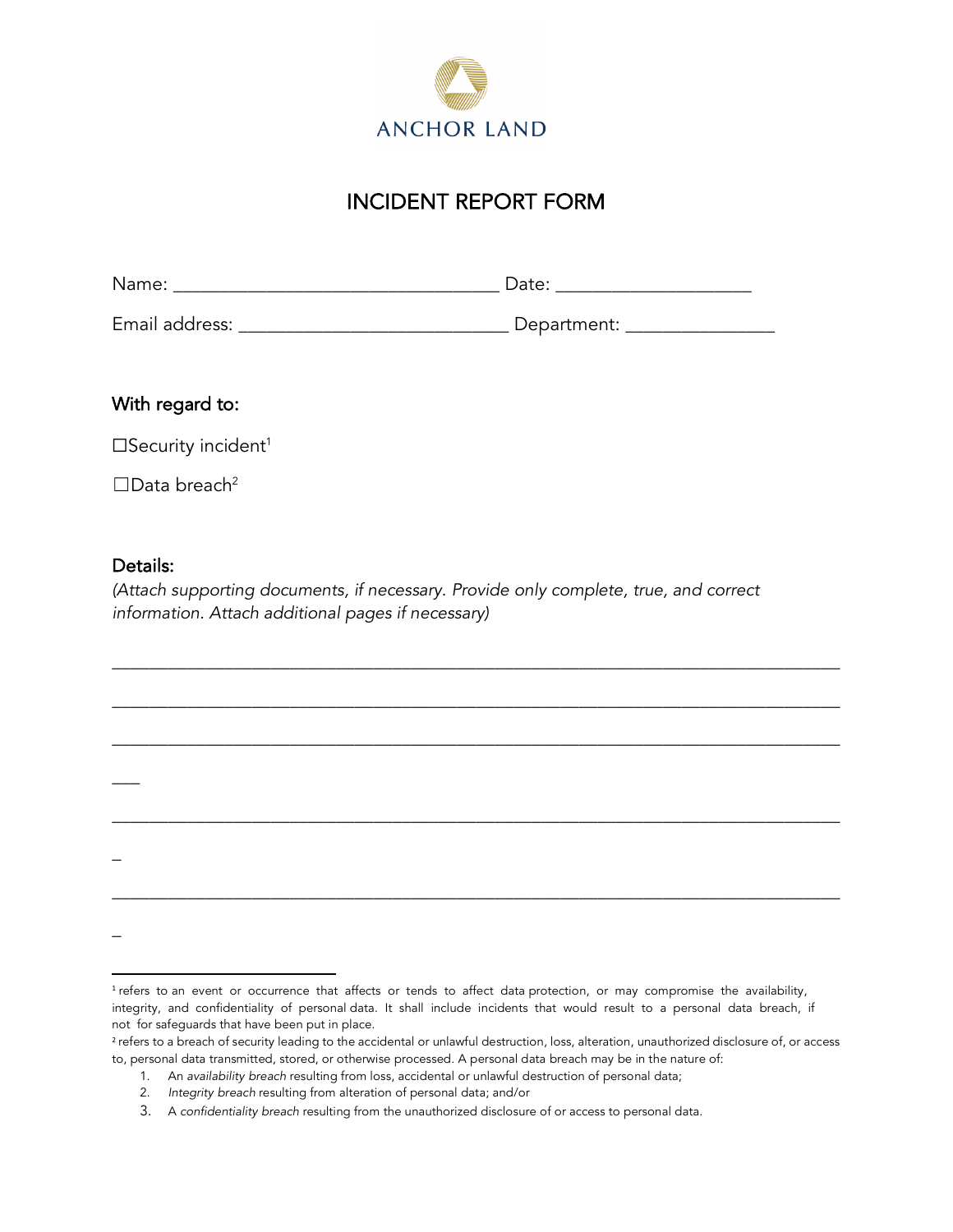ANCHOR LAND

# INCIDENT REPORT FORM

Name: ________________________________ Date: ____________________

Email address: ___________________________ Department: _______________

## With regard to:

☐Security incident[1]

☐Data breach[2]

## Details:

*(Attach supporting documents, if necessary. Provide only complete, true, and correct information. Attach additional pages if necessary)*

__________________________________________________________________________

__________________________________________________________________________

__________________________________________________________________________

___

__________________________________________________________________________

_

__________________________________________________________________________

_

---

[1] refers to an event or occurrence that affects or tends to affect data protection, or may compromise the availability, integrity, and confidentiality of personal data. It shall include incidents that would result to a personal data breach, if not for safeguards that have been put in place.

[2] refers to a breach of security leading to the accidental or unlawful destruction, loss, alteration, unauthorized disclosure of, or access to, personal data transmitted, stored, or otherwise processed. A personal data breach may be in the nature of:

1. An *availability breach* resulting from loss, accidental or unlawful destruction of personal data;
2. *Integrity breach* resulting from alteration of personal data; and/or
3. A *confidentiality breach* resulting from the unauthorized disclosure of or access to personal data.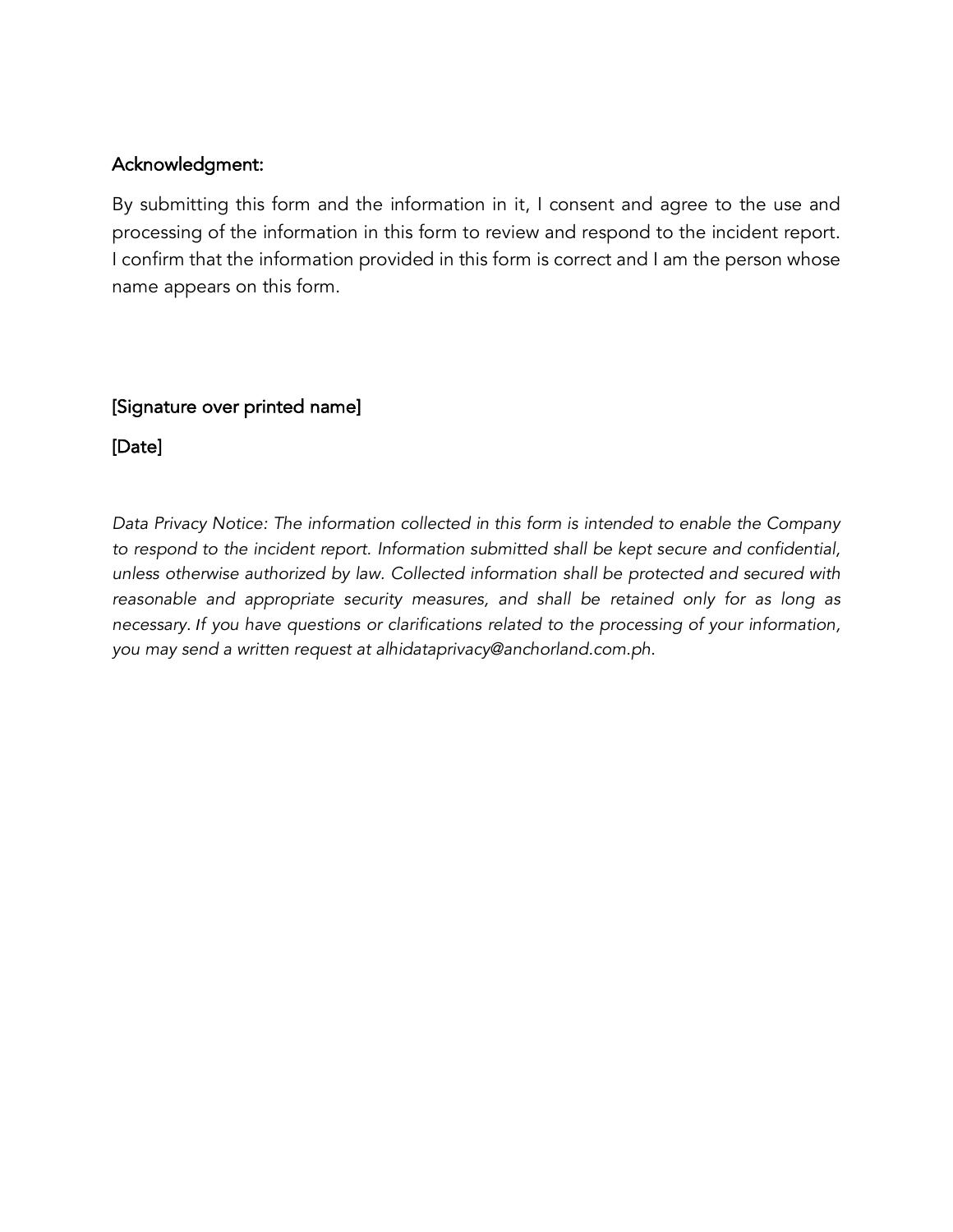Acknowledgment:

By submitting this form and the information in it, I consent and agree to the use and processing of the information in this form to review and respond to the incident report. I confirm that the information provided in this form is correct and I am the person whose name appears on this form.

[Signature over printed name]

[Date]

*Data Privacy Notice: The information collected in this form is intended to enable the Company to respond to the incident report. Information submitted shall be kept secure and confidential, unless otherwise authorized by law. Collected information shall be protected and secured with reasonable and appropriate security measures, and shall be retained only for as long as necessary. If you have questions or clarifications related to the processing of your information, you may send a written request at alhidataprivacy@anchorland.com.ph.*